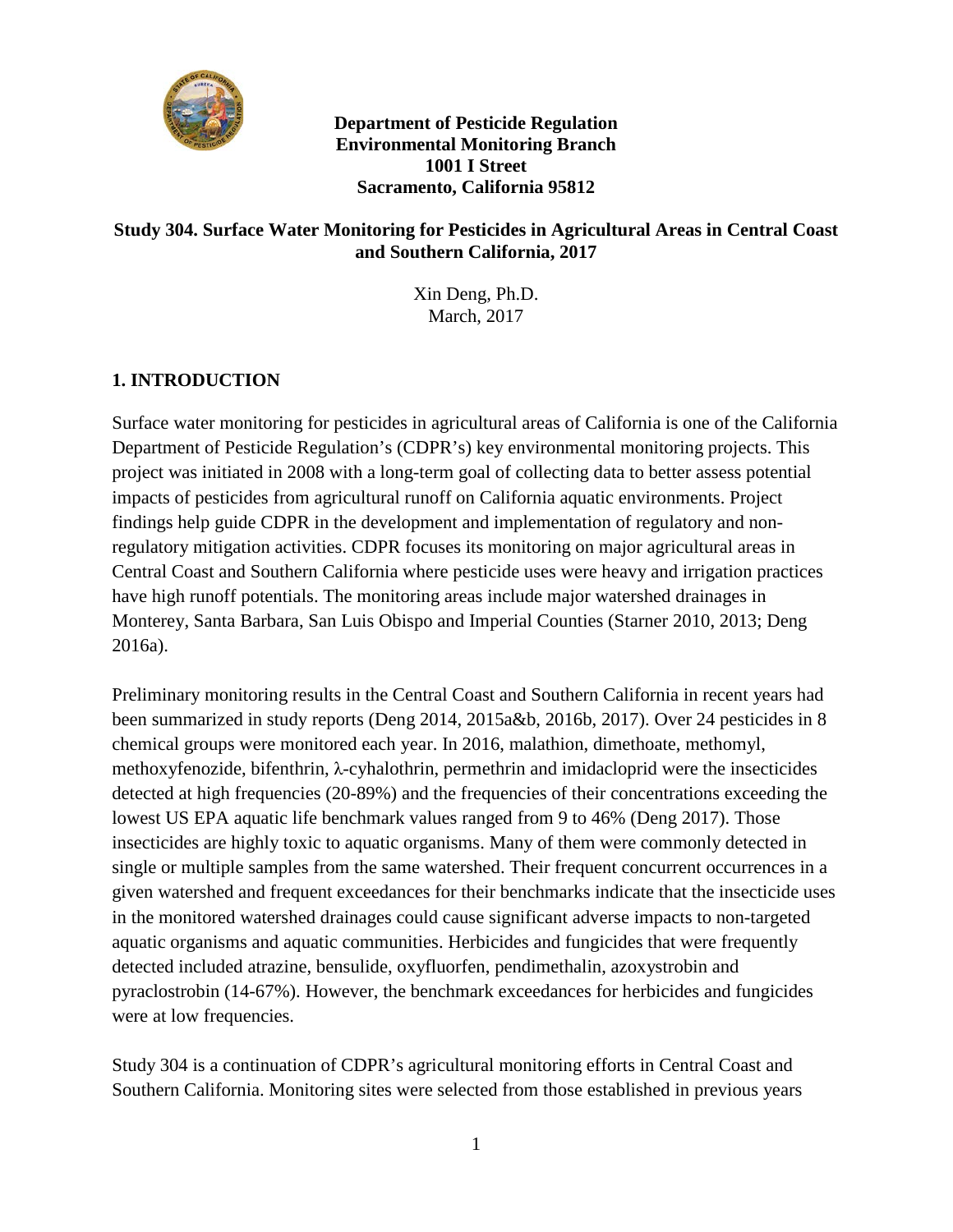**Department of Pesticide Regulation**
**Environmental Monitoring Branch**
**1001 I Street**
**Sacramento, California 95812**

# Study 304. Surface Water Monitoring for Pesticides in Agricultural Areas in Central Coast and Southern California, 2017

Xin Deng, Ph.D.
March, 2017

## 1. INTRODUCTION

Surface water monitoring for pesticides in agricultural areas of California is one of the California Department of Pesticide Regulation's (CDPR's) key environmental monitoring projects. This project was initiated in 2008 with a long-term goal of collecting data to better assess potential impacts of pesticides from agricultural runoff on California aquatic environments. Project findings help guide CDPR in the development and implementation of regulatory and non-regulatory mitigation activities. CDPR focuses its monitoring on major agricultural areas in Central Coast and Southern California where pesticide uses were heavy and irrigation practices have high runoff potentials. The monitoring areas include major watershed drainages in Monterey, Santa Barbara, San Luis Obispo and Imperial Counties (Starner 2010, 2013; Deng 2016a).

Preliminary monitoring results in the Central Coast and Southern California in recent years had been summarized in study reports (Deng 2014, 2015a&b, 2016b, 2017). Over 24 pesticides in 8 chemical groups were monitored each year. In 2016, malathion, dimethoate, methomyl, methoxyfenozide, bifenthrin, λ-cyhalothrin, permethrin and imidacloprid were the insecticides detected at high frequencies (20-89%) and the frequencies of their concentrations exceeding the lowest US EPA aquatic life benchmark values ranged from 9 to 46% (Deng 2017). Those insecticides are highly toxic to aquatic organisms. Many of them were commonly detected in single or multiple samples from the same watershed. Their frequent concurrent occurrences in a given watershed and frequent exceedances for their benchmarks indicate that the insecticide uses in the monitored watershed drainages could cause significant adverse impacts to non-targeted aquatic organisms and aquatic communities. Herbicides and fungicides that were frequently detected included atrazine, bensulide, oxyfluorfen, pendimethalin, azoxystrobin and pyraclostrobin (14-67%). However, the benchmark exceedances for herbicides and fungicides were at low frequencies.

Study 304 is a continuation of CDPR's agricultural monitoring efforts in Central Coast and Southern California. Monitoring sites were selected from those established in previous years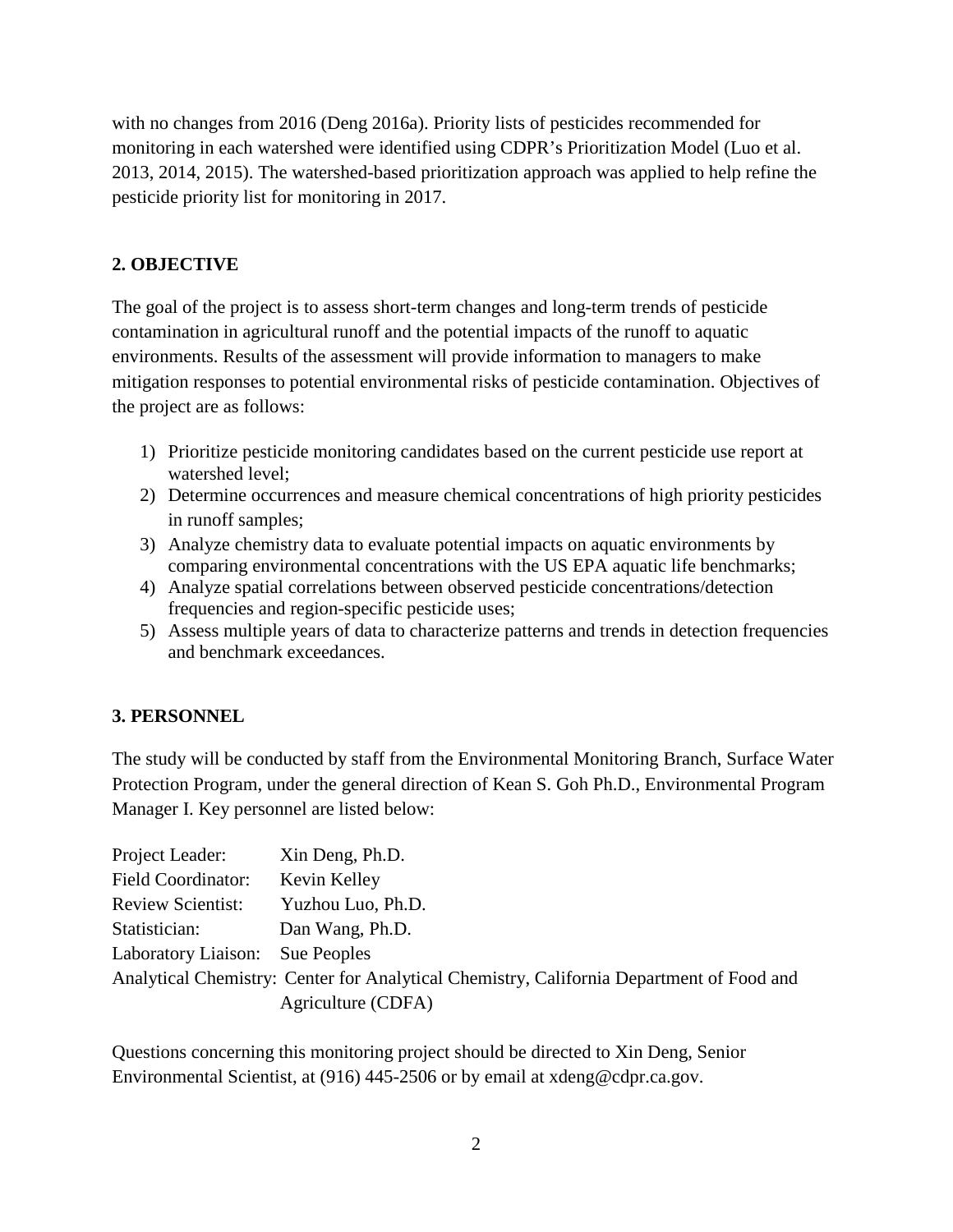with no changes from 2016 (Deng 2016a). Priority lists of pesticides recommended for monitoring in each watershed were identified using CDPR's Prioritization Model (Luo et al. 2013, 2014, 2015). The watershed-based prioritization approach was applied to help refine the pesticide priority list for monitoring in 2017.

## 2. OBJECTIVE

The goal of the project is to assess short-term changes and long-term trends of pesticide contamination in agricultural runoff and the potential impacts of the runoff to aquatic environments. Results of the assessment will provide information to managers to make mitigation responses to potential environmental risks of pesticide contamination. Objectives of the project are as follows:

1) Prioritize pesticide monitoring candidates based on the current pesticide use report at watershed level;
2) Determine occurrences and measure chemical concentrations of high priority pesticides in runoff samples;
3) Analyze chemistry data to evaluate potential impacts on aquatic environments by comparing environmental concentrations with the US EPA aquatic life benchmarks;
4) Analyze spatial correlations between observed pesticide concentrations/detection frequencies and region-specific pesticide uses;
5) Assess multiple years of data to characterize patterns and trends in detection frequencies and benchmark exceedances.

## 3. PERSONNEL

The study will be conducted by staff from the Environmental Monitoring Branch, Surface Water Protection Program, under the general direction of Kean S. Goh Ph.D., Environmental Program Manager I. Key personnel are listed below:

Project Leader: Xin Deng, Ph.D.
Field Coordinator: Kevin Kelley
Review Scientist: Yuzhou Luo, Ph.D.
Statistician: Dan Wang, Ph.D.
Laboratory Liaison: Sue Peoples
Analytical Chemistry: Center for Analytical Chemistry, California Department of Food and Agriculture (CDFA)

Questions concerning this monitoring project should be directed to Xin Deng, Senior Environmental Scientist, at (916) 445-2506 or by email at xdeng@cdpr.ca.gov.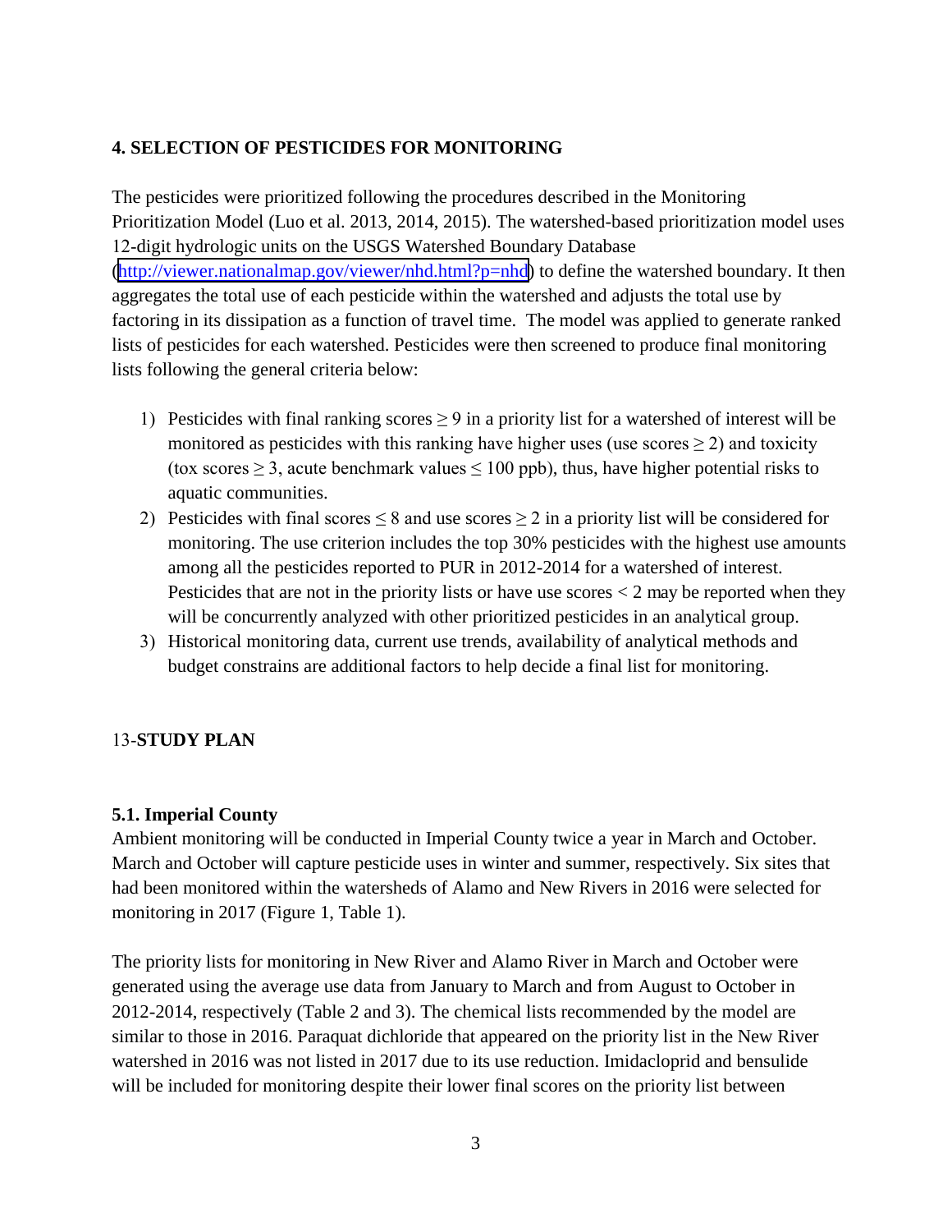## 4. SELECTION OF PESTICIDES FOR MONITORING

The pesticides were prioritized following the procedures described in the Monitoring Prioritization Model (Luo et al. 2013, 2014, 2015). The watershed-based prioritization model uses 12-digit hydrologic units on the USGS Watershed Boundary Database (http://viewer.nationalmap.gov/viewer/nhd.html?p=nhd) to define the watershed boundary. It then aggregates the total use of each pesticide within the watershed and adjusts the total use by factoring in its dissipation as a function of travel time. The model was applied to generate ranked lists of pesticides for each watershed. Pesticides were then screened to produce final monitoring lists following the general criteria below:

1) Pesticides with final ranking scores ≥ 9 in a priority list for a watershed of interest will be monitored as pesticides with this ranking have higher uses (use scores ≥ 2) and toxicity (tox scores ≥ 3, acute benchmark values ≤ 100 ppb), thus, have higher potential risks to aquatic communities.
2) Pesticides with final scores ≤ 8 and use scores ≥ 2 in a priority list will be considered for monitoring. The use criterion includes the top 30% pesticides with the highest use amounts among all the pesticides reported to PUR in 2012-2014 for a watershed of interest. Pesticides that are not in the priority lists or have use scores < 2 may be reported when they will be concurrently analyzed with other prioritized pesticides in an analytical group.
3) Historical monitoring data, current use trends, availability of analytical methods and budget constrains are additional factors to help decide a final list for monitoring.

## 13-STUDY PLAN

### 5.1. Imperial County

Ambient monitoring will be conducted in Imperial County twice a year in March and October. March and October will capture pesticide uses in winter and summer, respectively. Six sites that had been monitored within the watersheds of Alamo and New Rivers in 2016 were selected for monitoring in 2017 (Figure 1, Table 1).

The priority lists for monitoring in New River and Alamo River in March and October were generated using the average use data from January to March and from August to October in 2012-2014, respectively (Table 2 and 3). The chemical lists recommended by the model are similar to those in 2016. Paraquat dichloride that appeared on the priority list in the New River watershed in 2016 was not listed in 2017 due to its use reduction. Imidacloprid and bensulide will be included for monitoring despite their lower final scores on the priority list between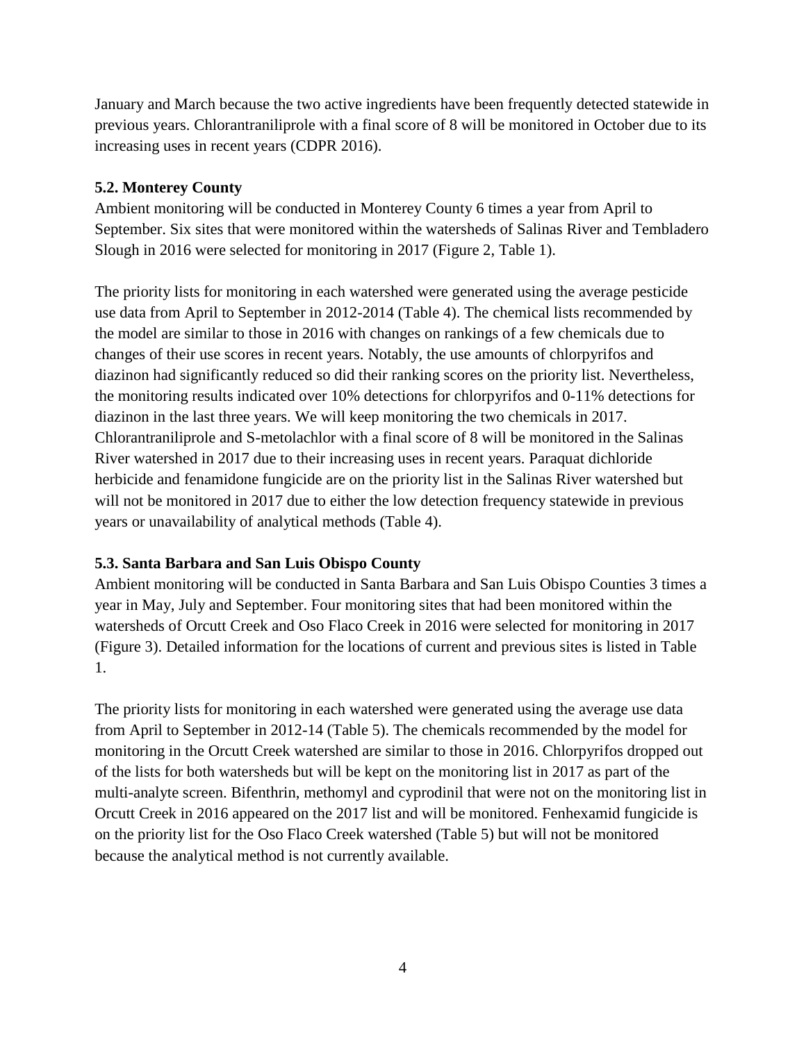January and March because the two active ingredients have been frequently detected statewide in previous years. Chlorantraniliprole with a final score of 8 will be monitored in October due to its increasing uses in recent years (CDPR 2016).

### 5.2. Monterey County

Ambient monitoring will be conducted in Monterey County 6 times a year from April to September. Six sites that were monitored within the watersheds of Salinas River and Tembladero Slough in 2016 were selected for monitoring in 2017 (Figure 2, Table 1).

The priority lists for monitoring in each watershed were generated using the average pesticide use data from April to September in 2012-2014 (Table 4). The chemical lists recommended by the model are similar to those in 2016 with changes on rankings of a few chemicals due to changes of their use scores in recent years. Notably, the use amounts of chlorpyrifos and diazinon had significantly reduced so did their ranking scores on the priority list. Nevertheless, the monitoring results indicated over 10% detections for chlorpyrifos and 0-11% detections for diazinon in the last three years. We will keep monitoring the two chemicals in 2017. Chlorantraniliprole and S-metolachlor with a final score of 8 will be monitored in the Salinas River watershed in 2017 due to their increasing uses in recent years. Paraquat dichloride herbicide and fenamidone fungicide are on the priority list in the Salinas River watershed but will not be monitored in 2017 due to either the low detection frequency statewide in previous years or unavailability of analytical methods (Table 4).

### 5.3. Santa Barbara and San Luis Obispo County

Ambient monitoring will be conducted in Santa Barbara and San Luis Obispo Counties 3 times a year in May, July and September. Four monitoring sites that had been monitored within the watersheds of Orcutt Creek and Oso Flaco Creek in 2016 were selected for monitoring in 2017 (Figure 3). Detailed information for the locations of current and previous sites is listed in Table 1.

The priority lists for monitoring in each watershed were generated using the average use data from April to September in 2012-14 (Table 5). The chemicals recommended by the model for monitoring in the Orcutt Creek watershed are similar to those in 2016. Chlorpyrifos dropped out of the lists for both watersheds but will be kept on the monitoring list in 2017 as part of the multi-analyte screen. Bifenthrin, methomyl and cyprodinil that were not on the monitoring list in Orcutt Creek in 2016 appeared on the 2017 list and will be monitored. Fenhexamid fungicide is on the priority list for the Oso Flaco Creek watershed (Table 5) but will not be monitored because the analytical method is not currently available.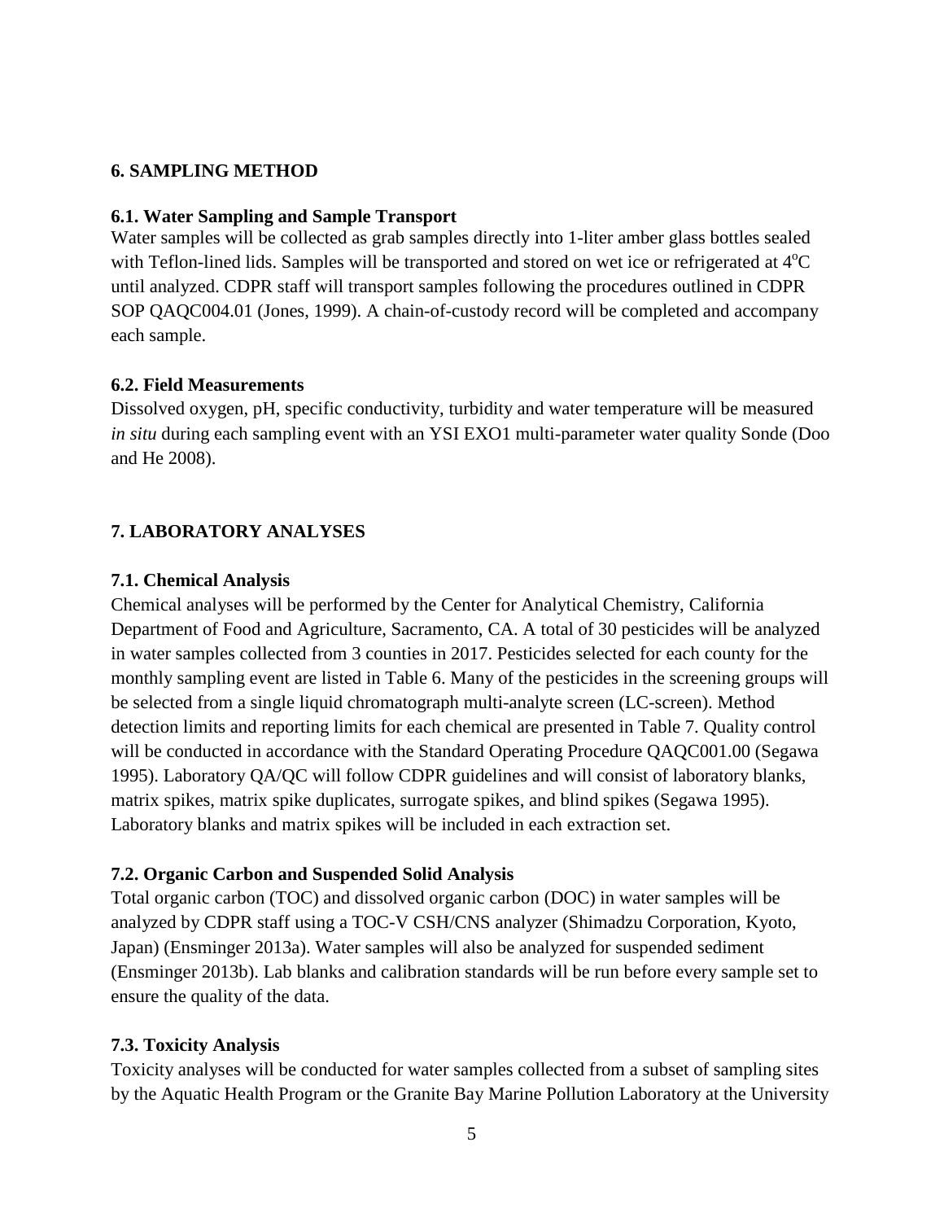## 6. SAMPLING METHOD

### 6.1. Water Sampling and Sample Transport

Water samples will be collected as grab samples directly into 1-liter amber glass bottles sealed with Teflon-lined lids. Samples will be transported and stored on wet ice or refrigerated at $4^{o}C$ until analyzed. CDPR staff will transport samples following the procedures outlined in CDPR SOP QAQC004.01 (Jones, 1999). A chain-of-custody record will be completed and accompany each sample.

### 6.2. Field Measurements

Dissolved oxygen, pH, specific conductivity, turbidity and water temperature will be measured *in situ* during each sampling event with an YSI EXO1 multi-parameter water quality Sonde (Doo and He 2008).

## 7. LABORATORY ANALYSES

### 7.1. Chemical Analysis

Chemical analyses will be performed by the Center for Analytical Chemistry, California Department of Food and Agriculture, Sacramento, CA. A total of 30 pesticides will be analyzed in water samples collected from 3 counties in 2017. Pesticides selected for each county for the monthly sampling event are listed in Table 6. Many of the pesticides in the screening groups will be selected from a single liquid chromatograph multi-analyte screen (LC-screen). Method detection limits and reporting limits for each chemical are presented in Table 7. Quality control will be conducted in accordance with the Standard Operating Procedure QAQC001.00 (Segawa 1995). Laboratory QA/QC will follow CDPR guidelines and will consist of laboratory blanks, matrix spikes, matrix spike duplicates, surrogate spikes, and blind spikes (Segawa 1995). Laboratory blanks and matrix spikes will be included in each extraction set.

### 7.2. Organic Carbon and Suspended Solid Analysis

Total organic carbon (TOC) and dissolved organic carbon (DOC) in water samples will be analyzed by CDPR staff using a TOC-V CSH/CNS analyzer (Shimadzu Corporation, Kyoto, Japan) (Ensminger 2013a). Water samples will also be analyzed for suspended sediment (Ensminger 2013b). Lab blanks and calibration standards will be run before every sample set to ensure the quality of the data.

### 7.3. Toxicity Analysis

Toxicity analyses will be conducted for water samples collected from a subset of sampling sites by the Aquatic Health Program or the Granite Bay Marine Pollution Laboratory at the University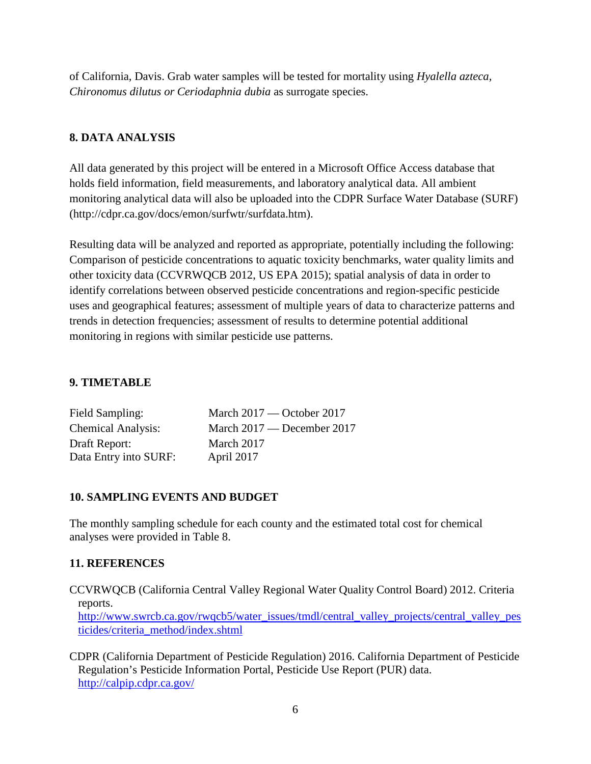of California, Davis. Grab water samples will be tested for mortality using *Hyalella azteca*, *Chironomus dilutus or Ceriodaphnia dubia* as surrogate species.

## 8. DATA ANALYSIS

All data generated by this project will be entered in a Microsoft Office Access database that holds field information, field measurements, and laboratory analytical data. All ambient monitoring analytical data will also be uploaded into the CDPR Surface Water Database (SURF) (http://cdpr.ca.gov/docs/emon/surfwtr/surfdata.htm).

Resulting data will be analyzed and reported as appropriate, potentially including the following: Comparison of pesticide concentrations to aquatic toxicity benchmarks, water quality limits and other toxicity data (CCVRWQCB 2012, US EPA 2015); spatial analysis of data in order to identify correlations between observed pesticide concentrations and region-specific pesticide uses and geographical features; assessment of multiple years of data to characterize patterns and trends in detection frequencies; assessment of results to determine potential additional monitoring in regions with similar pesticide use patterns.

## 9. TIMETABLE

| | |
|---|---|
| Field Sampling: | March 2017 — October 2017 |
| Chemical Analysis: | March 2017 — December 2017 |
| Draft Report: | March 2017 |
| Data Entry into SURF: | April 2017 |

## 10. SAMPLING EVENTS AND BUDGET

The monthly sampling schedule for each county and the estimated total cost for chemical analyses were provided in Table 8.

## 11. REFERENCES

CCVRWQCB (California Central Valley Regional Water Quality Control Board) 2012. Criteria reports. http://www.swrcb.ca.gov/rwqcb5/water_issues/tmdl/central_valley_projects/central_valley_pesticides/criteria_method/index.shtml

CDPR (California Department of Pesticide Regulation) 2016. California Department of Pesticide Regulation's Pesticide Information Portal, Pesticide Use Report (PUR) data. http://calpip.cdpr.ca.gov/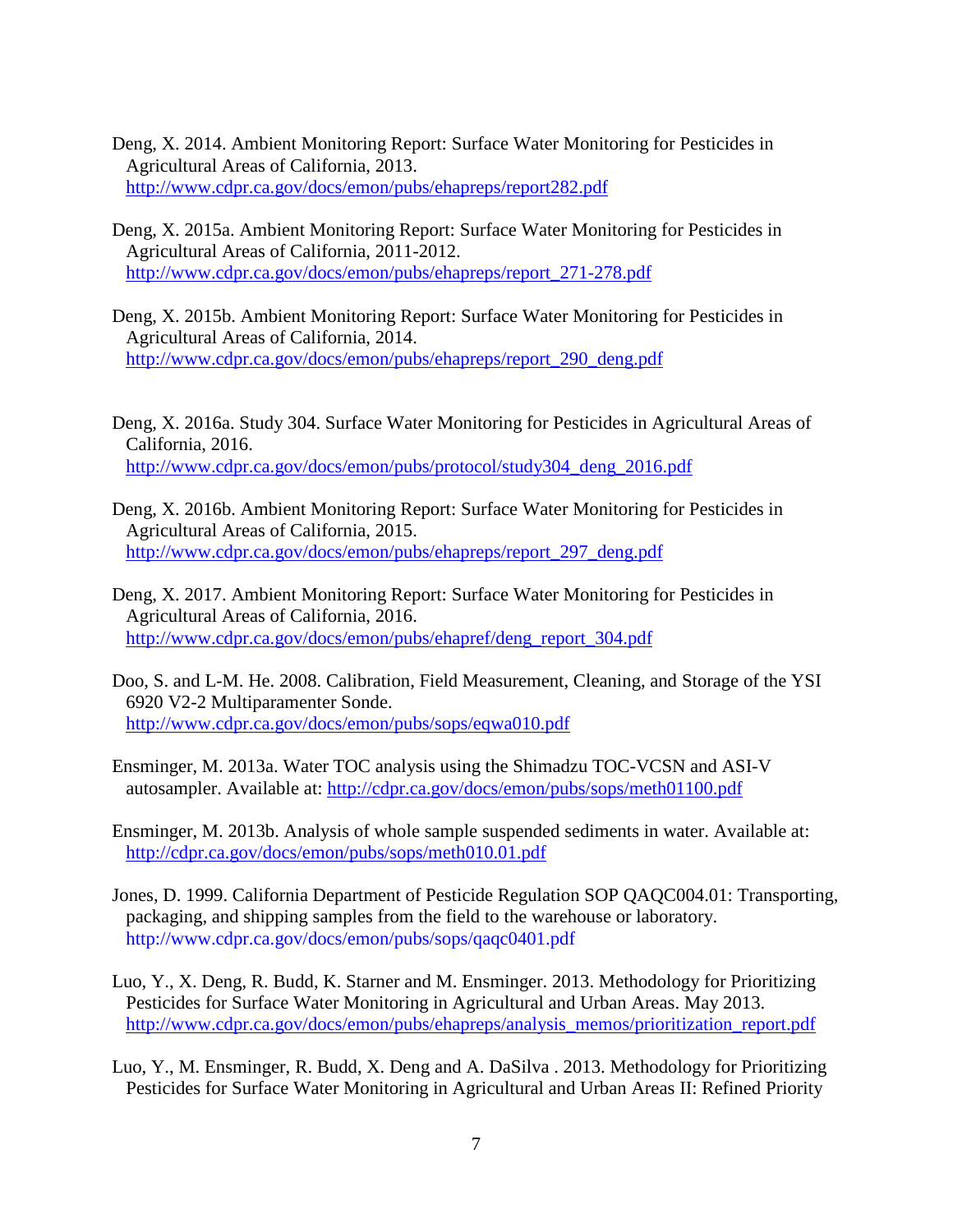Deng, X. 2014. Ambient Monitoring Report: Surface Water Monitoring for Pesticides in Agricultural Areas of California, 2013. http://www.cdpr.ca.gov/docs/emon/pubs/ehapreps/report282.pdf

Deng, X. 2015a. Ambient Monitoring Report: Surface Water Monitoring for Pesticides in Agricultural Areas of California, 2011-2012. http://www.cdpr.ca.gov/docs/emon/pubs/ehapreps/report_271-278.pdf

Deng, X. 2015b. Ambient Monitoring Report: Surface Water Monitoring for Pesticides in Agricultural Areas of California, 2014. http://www.cdpr.ca.gov/docs/emon/pubs/ehapreps/report_290_deng.pdf

Deng, X. 2016a. Study 304. Surface Water Monitoring for Pesticides in Agricultural Areas of California, 2016. http://www.cdpr.ca.gov/docs/emon/pubs/protocol/study304_deng_2016.pdf

Deng, X. 2016b. Ambient Monitoring Report: Surface Water Monitoring for Pesticides in Agricultural Areas of California, 2015. http://www.cdpr.ca.gov/docs/emon/pubs/ehapreps/report_297_deng.pdf

Deng, X. 2017. Ambient Monitoring Report: Surface Water Monitoring for Pesticides in Agricultural Areas of California, 2016. http://www.cdpr.ca.gov/docs/emon/pubs/ehapref/deng_report_304.pdf

Doo, S. and L-M. He. 2008. Calibration, Field Measurement, Cleaning, and Storage of the YSI 6920 V2-2 Multiparamenter Sonde. http://www.cdpr.ca.gov/docs/emon/pubs/sops/eqwa010.pdf

Ensminger, M. 2013a. Water TOC analysis using the Shimadzu TOC-VCSN and ASI-V autosampler. Available at: http://cdpr.ca.gov/docs/emon/pubs/sops/meth01100.pdf

Ensminger, M. 2013b. Analysis of whole sample suspended sediments in water. Available at: http://cdpr.ca.gov/docs/emon/pubs/sops/meth010.01.pdf

Jones, D. 1999. California Department of Pesticide Regulation SOP QAQC004.01: Transporting, packaging, and shipping samples from the field to the warehouse or laboratory. http://www.cdpr.ca.gov/docs/emon/pubs/sops/qaqc0401.pdf

Luo, Y., X. Deng, R. Budd, K. Starner and M. Ensminger. 2013. Methodology for Prioritizing Pesticides for Surface Water Monitoring in Agricultural and Urban Areas. May 2013. http://www.cdpr.ca.gov/docs/emon/pubs/ehapreps/analysis_memos/prioritization_report.pdf

Luo, Y., M. Ensminger, R. Budd, X. Deng and A. DaSilva . 2013. Methodology for Prioritizing Pesticides for Surface Water Monitoring in Agricultural and Urban Areas II: Refined Priority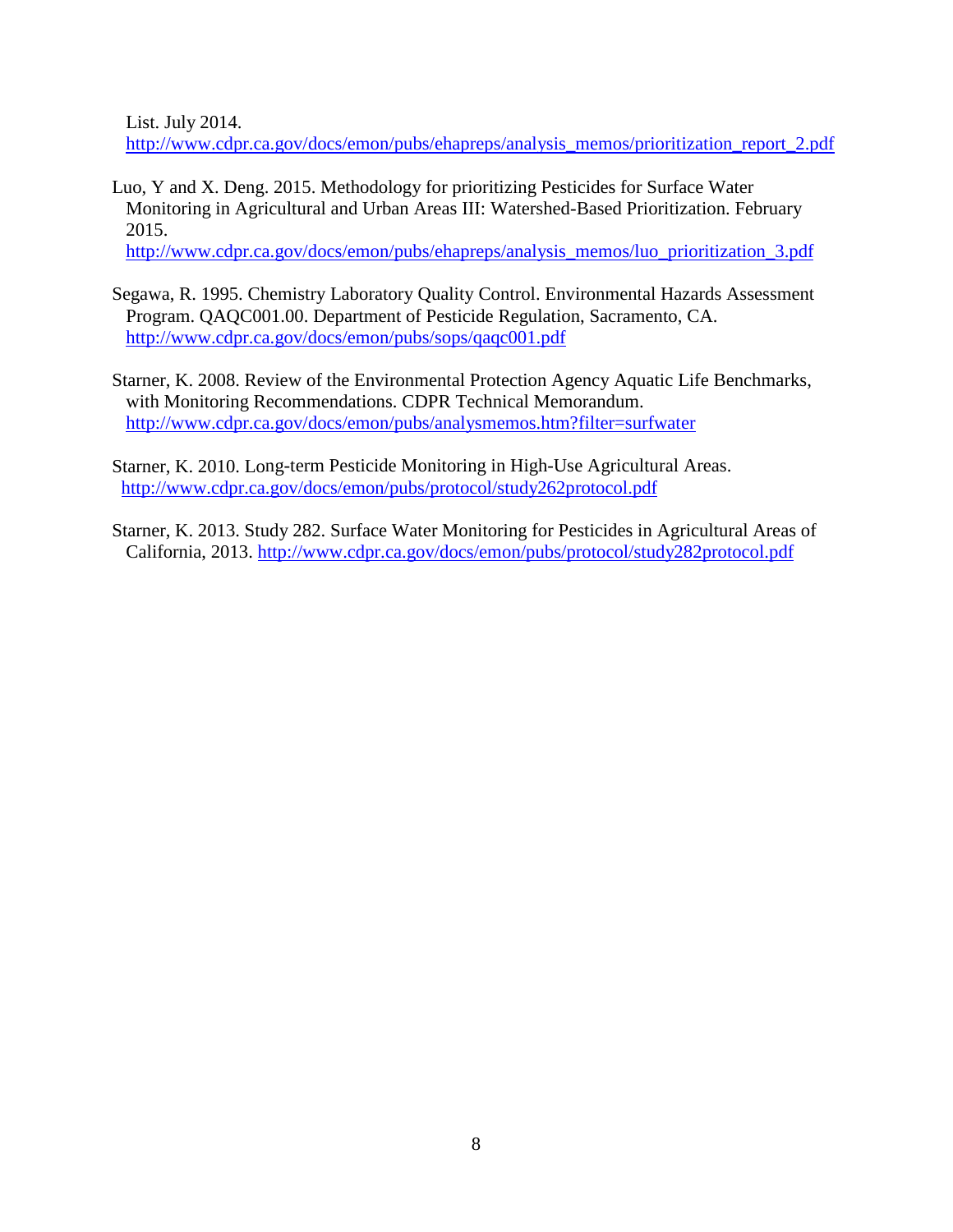List. July 2014.
http://www.cdpr.ca.gov/docs/emon/pubs/ehapreps/analysis_memos/prioritization_report_2.pdf

Luo, Y and X. Deng. 2015. Methodology for prioritizing Pesticides for Surface Water Monitoring in Agricultural and Urban Areas III: Watershed-Based Prioritization. February 2015.
http://www.cdpr.ca.gov/docs/emon/pubs/ehapreps/analysis_memos/luo_prioritization_3.pdf

Segawa, R. 1995. Chemistry Laboratory Quality Control. Environmental Hazards Assessment Program. QAQC001.00. Department of Pesticide Regulation, Sacramento, CA.
http://www.cdpr.ca.gov/docs/emon/pubs/sops/qaqc001.pdf

Starner, K. 2008. Review of the Environmental Protection Agency Aquatic Life Benchmarks, with Monitoring Recommendations. CDPR Technical Memorandum.
http://www.cdpr.ca.gov/docs/emon/pubs/analysmemos.htm?filter=surfwater

Starner, K. 2010. Long-term Pesticide Monitoring in High-Use Agricultural Areas.
http://www.cdpr.ca.gov/docs/emon/pubs/protocol/study262protocol.pdf

Starner, K. 2013. Study 282. Surface Water Monitoring for Pesticides in Agricultural Areas of California, 2013. http://www.cdpr.ca.gov/docs/emon/pubs/protocol/study282protocol.pdf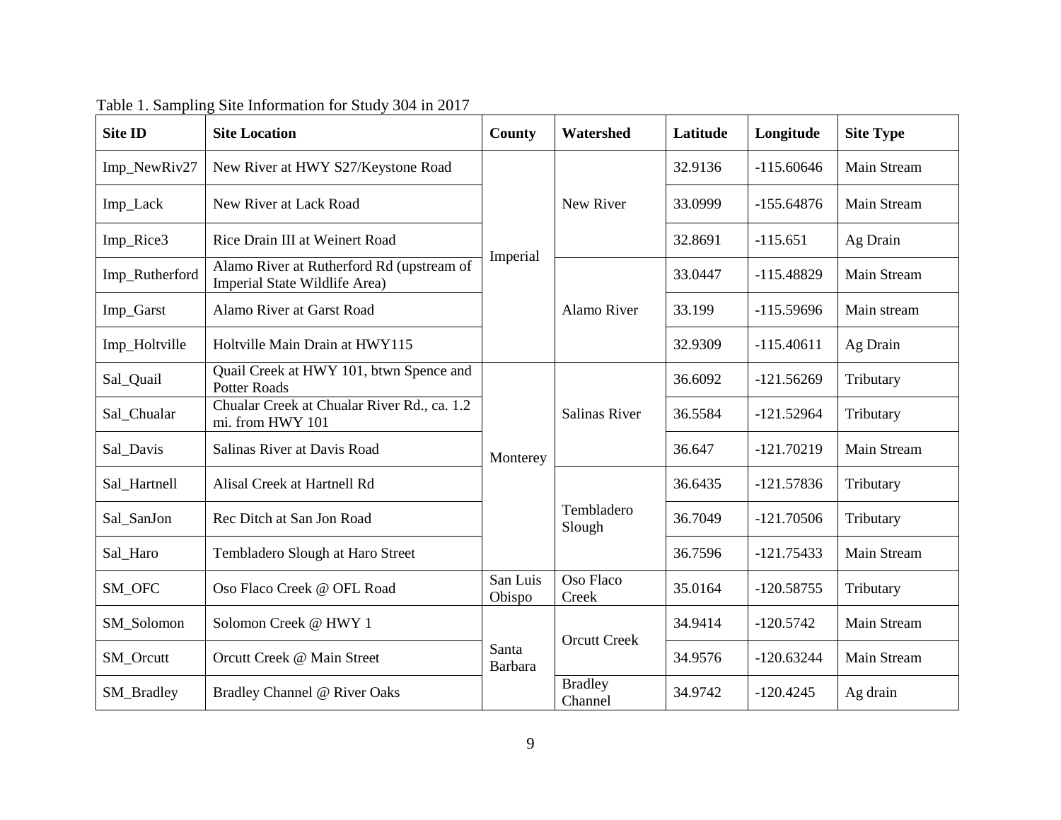Table 1. Sampling Site Information for Study 304 in 2017

| Site ID | Site Location | County | Watershed | Latitude | Longitude | Site Type |
|---|---|---|---|---|---|---|
| Imp_NewRiv27 | New River at HWY S27/Keystone Road | Imperial | New River | 32.9136 | -115.60646 | Main Stream |
| Imp_Lack | New River at Lack Road | | | 33.0999 | -155.64876 | Main Stream |
| Imp_Rice3 | Rice Drain III at Weinert Road | | | 32.8691 | -115.651 | Ag Drain |
| Imp_Rutherford | Alamo River at Rutherford Rd (upstream of Imperial State Wildlife Area) | | Alamo River | 33.0447 | -115.48829 | Main Stream |
| Imp_Garst | Alamo River at Garst Road | | | 33.199 | -115.59696 | Main stream |
| Imp_Holtville | Holtville Main Drain at HWY115 | | | 32.9309 | -115.40611 | Ag Drain |
| Sal_Quail | Quail Creek at HWY 101, btwn Spence and Potter Roads | Monterey | Salinas River | 36.6092 | -121.56269 | Tributary |
| Sal_Chualar | Chualar Creek at Chualar River Rd., ca. 1.2 mi. from HWY 101 | | | 36.5584 | -121.52964 | Tributary |
| Sal_Davis | Salinas River at Davis Road | | | 36.647 | -121.70219 | Main Stream |
| Sal_Hartnell | Alisal Creek at Hartnell Rd | | Tembladero Slough | 36.6435 | -121.57836 | Tributary |
| Sal_SanJon | Rec Ditch at San Jon Road | | | 36.7049 | -121.70506 | Tributary |
| Sal_Haro | Tembladero Slough at Haro Street | | | 36.7596 | -121.75433 | Main Stream |
| SM_OFC | Oso Flaco Creek @ OFL Road | San Luis Obispo | Oso Flaco Creek | 35.0164 | -120.58755 | Tributary |
| SM_Solomon | Solomon Creek @ HWY 1 | Santa Barbara | Orcutt Creek | 34.9414 | -120.5742 | Main Stream |
| SM_Orcutt | Orcutt Creek @ Main Street | | | 34.9576 | -120.63244 | Main Stream |
| SM_Bradley | Bradley Channel @ River Oaks | | Bradley Channel | 34.9742 | -120.4245 | Ag drain |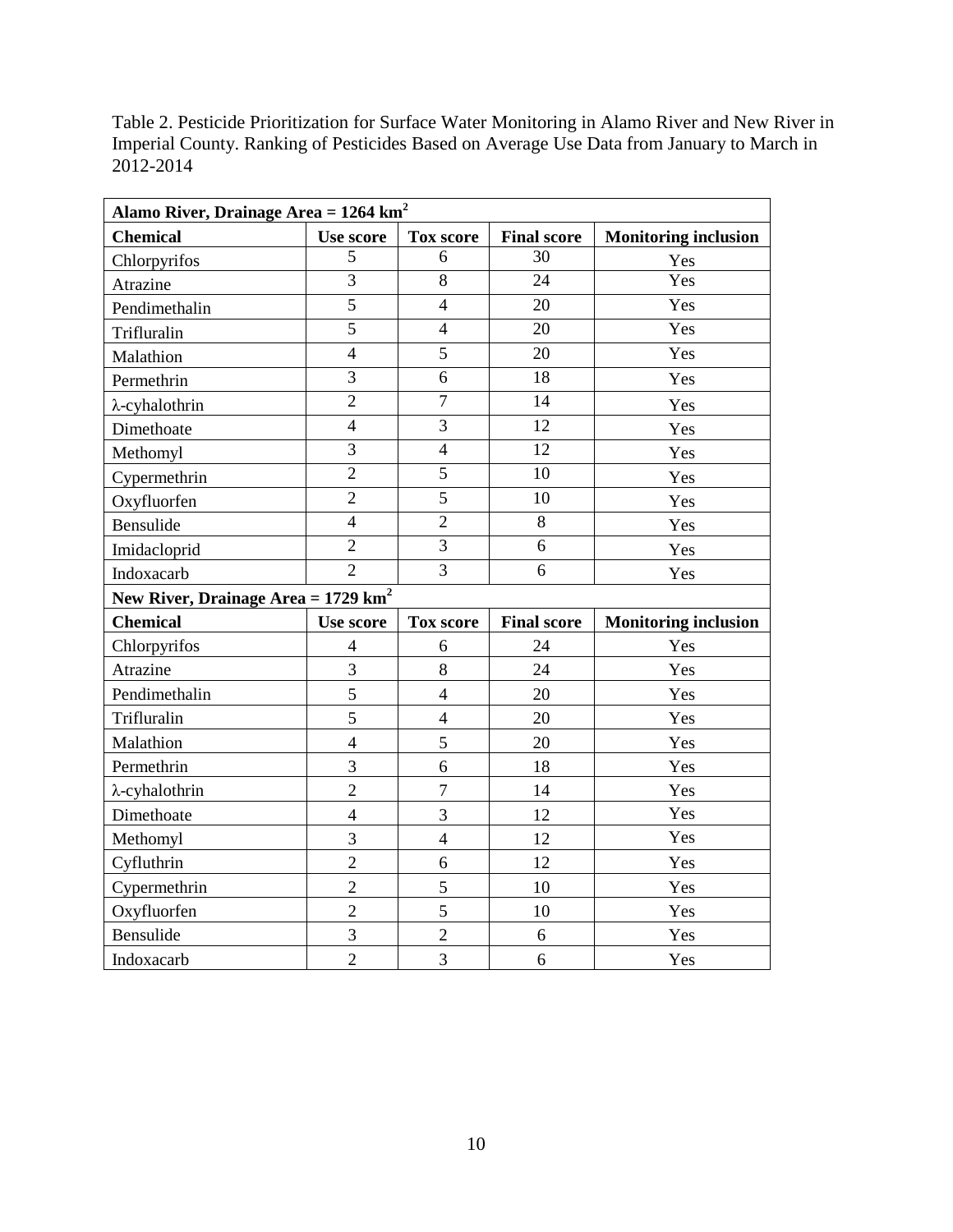Table 2. Pesticide Prioritization for Surface Water Monitoring in Alamo River and New River in Imperial County. Ranking of Pesticides Based on Average Use Data from January to March in 2012-2014

| **Alamo River, Drainage Area = 1264 km$^2$** | | | | |
|---|---|---|---|---|
| **Chemical** | **Use score** | **Tox score** | **Final score** | **Monitoring inclusion** |
| Chlorpyrifos | 5 | 6 | 30 | Yes |
| Atrazine | 3 | 8 | 24 | Yes |
| Pendimethalin | 5 | 4 | 20 | Yes |
| Trifluralin | 5 | 4 | 20 | Yes |
| Malathion | 4 | 5 | 20 | Yes |
| Permethrin | 3 | 6 | 18 | Yes |
| λ-cyhalothrin | 2 | 7 | 14 | Yes |
| Dimethoate | 4 | 3 | 12 | Yes |
| Methomyl | 3 | 4 | 12 | Yes |
| Cypermethrin | 2 | 5 | 10 | Yes |
| Oxyfluorfen | 2 | 5 | 10 | Yes |
| Bensulide | 4 | 2 | 8 | Yes |
| Imidacloprid | 2 | 3 | 6 | Yes |
| Indoxacarb | 2 | 3 | 6 | Yes |
| **New River, Drainage Area = 1729 km$^2$** | | | | |
| **Chemical** | **Use score** | **Tox score** | **Final score** | **Monitoring inclusion** |
| Chlorpyrifos | 4 | 6 | 24 | Yes |
| Atrazine | 3 | 8 | 24 | Yes |
| Pendimethalin | 5 | 4 | 20 | Yes |
| Trifluralin | 5 | 4 | 20 | Yes |
| Malathion | 4 | 5 | 20 | Yes |
| Permethrin | 3 | 6 | 18 | Yes |
| λ-cyhalothrin | 2 | 7 | 14 | Yes |
| Dimethoate | 4 | 3 | 12 | Yes |
| Methomyl | 3 | 4 | 12 | Yes |
| Cyfluthrin | 2 | 6 | 12 | Yes |
| Cypermethrin | 2 | 5 | 10 | Yes |
| Oxyfluorfen | 2 | 5 | 10 | Yes |
| Bensulide | 3 | 2 | 6 | Yes |
| Indoxacarb | 2 | 3 | 6 | Yes |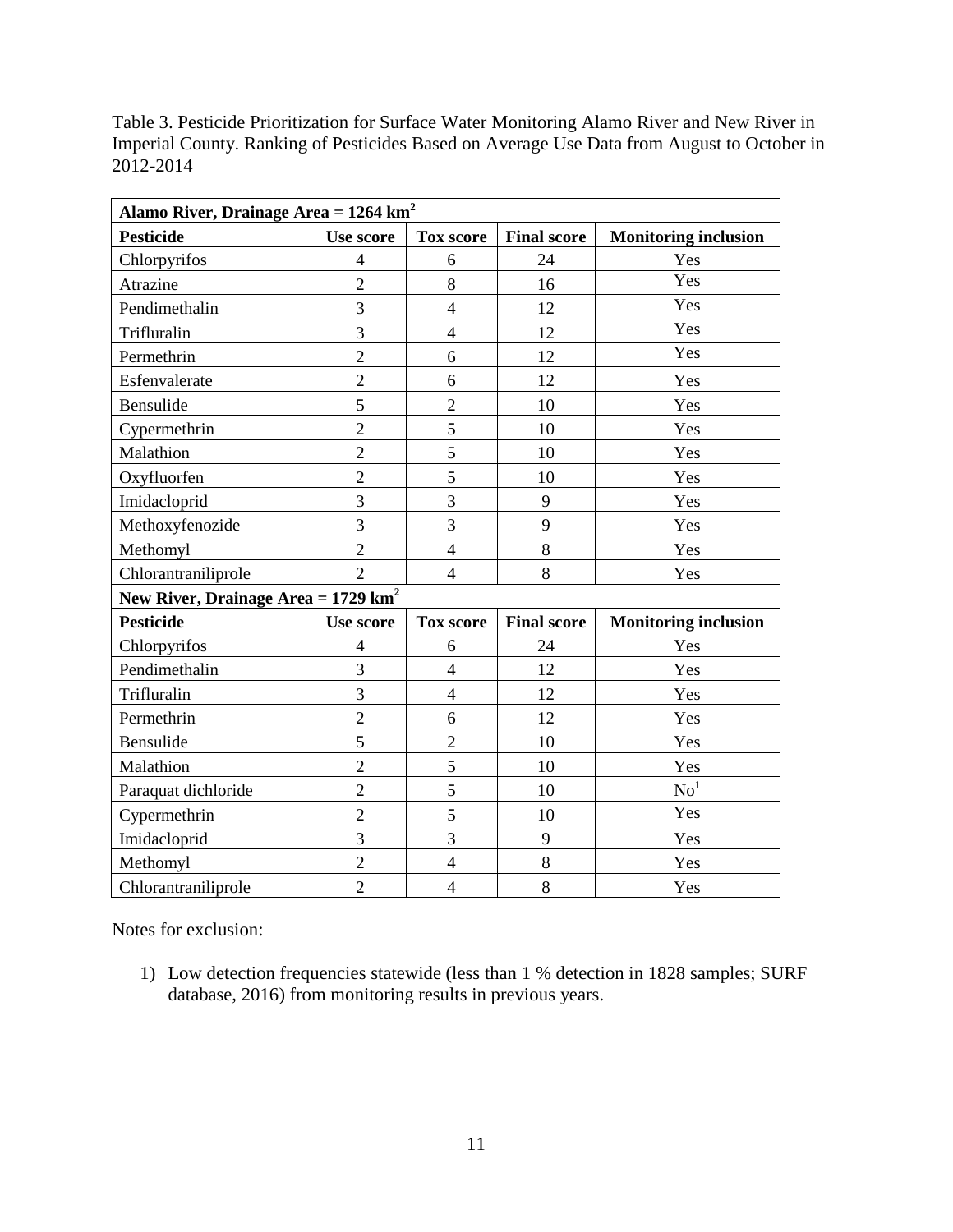Table 3. Pesticide Prioritization for Surface Water Monitoring Alamo River and New River in Imperial County. Ranking of Pesticides Based on Average Use Data from August to October in 2012-2014

| **Alamo River, Drainage Area = 1264 km$^2$** | | | | |
|---|---|---|---|---|
| **Pesticide** | **Use score** | **Tox score** | **Final score** | **Monitoring inclusion** |
| Chlorpyrifos | 4 | 6 | 24 | Yes |
| Atrazine | 2 | 8 | 16 | Yes |
| Pendimethalin | 3 | 4 | 12 | Yes |
| Trifluralin | 3 | 4 | 12 | Yes |
| Permethrin | 2 | 6 | 12 | Yes |
| Esfenvalerate | 2 | 6 | 12 | Yes |
| Bensulide | 5 | 2 | 10 | Yes |
| Cypermethrin | 2 | 5 | 10 | Yes |
| Malathion | 2 | 5 | 10 | Yes |
| Oxyfluorfen | 2 | 5 | 10 | Yes |
| Imidacloprid | 3 | 3 | 9 | Yes |
| Methoxyfenozide | 3 | 3 | 9 | Yes |
| Methomyl | 2 | 4 | 8 | Yes |
| Chlorantraniliprole | 2 | 4 | 8 | Yes |
| **New River, Drainage Area = 1729 km$^2$** | | | | |
| **Pesticide** | **Use score** | **Tox score** | **Final score** | **Monitoring inclusion** |
| Chlorpyrifos | 4 | 6 | 24 | Yes |
| Pendimethalin | 3 | 4 | 12 | Yes |
| Trifluralin | 3 | 4 | 12 | Yes |
| Permethrin | 2 | 6 | 12 | Yes |
| Bensulide | 5 | 2 | 10 | Yes |
| Malathion | 2 | 5 | 10 | Yes |
| Paraquat dichloride | 2 | 5 | 10 | No[1] |
| Cypermethrin | 2 | 5 | 10 | Yes |
| Imidacloprid | 3 | 3 | 9 | Yes |
| Methomyl | 2 | 4 | 8 | Yes |
| Chlorantraniliprole | 2 | 4 | 8 | Yes |

Notes for exclusion:

1) Low detection frequencies statewide (less than 1 % detection in 1828 samples; SURF database, 2016) from monitoring results in previous years.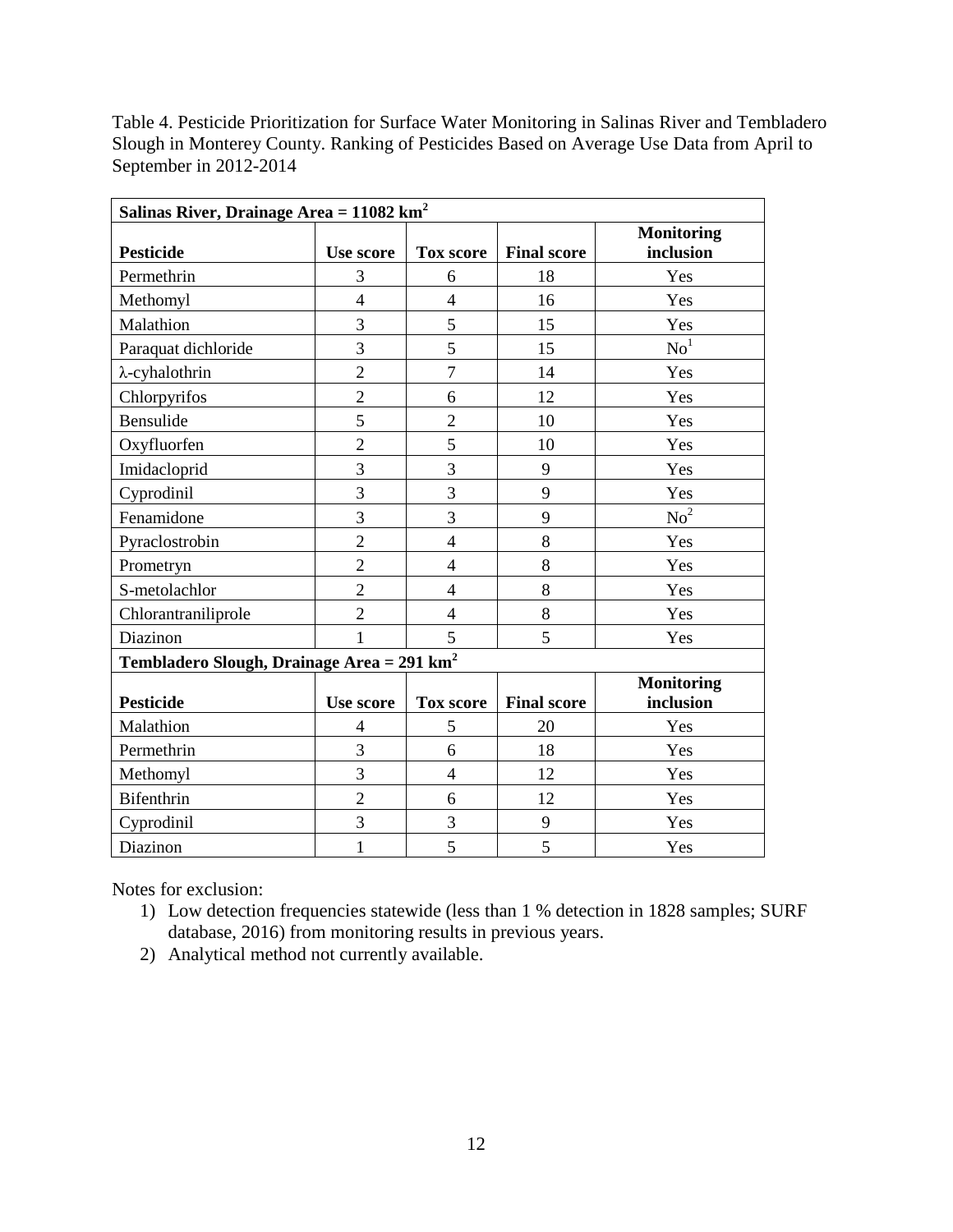Table 4. Pesticide Prioritization for Surface Water Monitoring in Salinas River and Tembladero Slough in Monterey County. Ranking of Pesticides Based on Average Use Data from April to September in 2012-2014

| **Salinas River, Drainage Area = 11082 km$^2$** | | | | |
|---|---|---|---|---|
| **Pesticide** | **Use score** | **Tox score** | **Final score** | **Monitoring inclusion** |
| Permethrin | 3 | 6 | 18 | Yes |
| Methomyl | 4 | 4 | 16 | Yes |
| Malathion | 3 | 5 | 15 | Yes |
| Paraquat dichloride | 3 | 5 | 15 | No[1] |
| λ-cyhalothrin | 2 | 7 | 14 | Yes |
| Chlorpyrifos | 2 | 6 | 12 | Yes |
| Bensulide | 5 | 2 | 10 | Yes |
| Oxyfluorfen | 2 | 5 | 10 | Yes |
| Imidacloprid | 3 | 3 | 9 | Yes |
| Cyprodinil | 3 | 3 | 9 | Yes |
| Fenamidone | 3 | 3 | 9 | No[2] |
| Pyraclostrobin | 2 | 4 | 8 | Yes |
| Prometryn | 2 | 4 | 8 | Yes |
| S-metolachlor | 2 | 4 | 8 | Yes |
| Chlorantraniliprole | 2 | 4 | 8 | Yes |
| Diazinon | 1 | 5 | 5 | Yes |
| **Tembladero Slough, Drainage Area = 291 km$^2$** | | | | |
| **Pesticide** | **Use score** | **Tox score** | **Final score** | **Monitoring inclusion** |
| Malathion | 4 | 5 | 20 | Yes |
| Permethrin | 3 | 6 | 18 | Yes |
| Methomyl | 3 | 4 | 12 | Yes |
| Bifenthrin | 2 | 6 | 12 | Yes |
| Cyprodinil | 3 | 3 | 9 | Yes |
| Diazinon | 1 | 5 | 5 | Yes |

Notes for exclusion:

1) Low detection frequencies statewide (less than 1 % detection in 1828 samples; SURF database, 2016) from monitoring results in previous years.
2) Analytical method not currently available.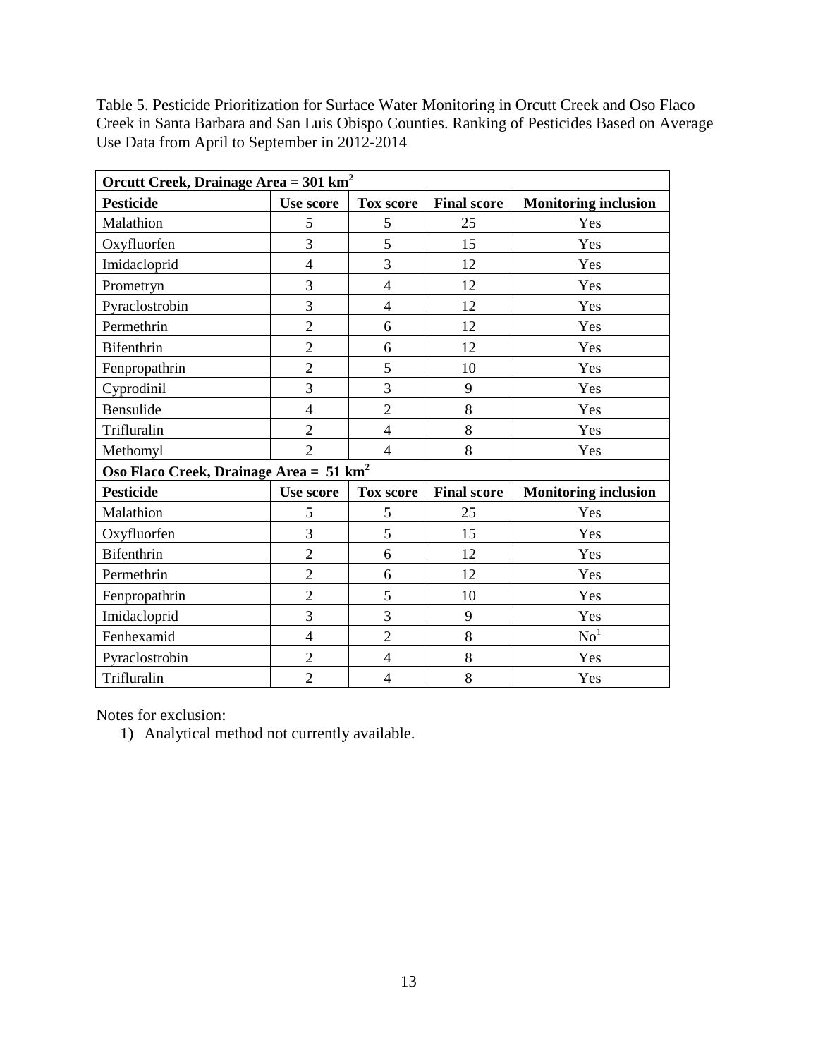Table 5. Pesticide Prioritization for Surface Water Monitoring in Orcutt Creek and Oso Flaco Creek in Santa Barbara and San Luis Obispo Counties. Ranking of Pesticides Based on Average Use Data from April to September in 2012-2014

| **Orcutt Creek, Drainage Area = 301 km$^2$** | | | | |
|---|---|---|---|---|
| **Pesticide** | **Use score** | **Tox score** | **Final score** | **Monitoring inclusion** |
| Malathion | 5 | 5 | 25 | Yes |
| Oxyfluorfen | 3 | 5 | 15 | Yes |
| Imidacloprid | 4 | 3 | 12 | Yes |
| Prometryn | 3 | 4 | 12 | Yes |
| Pyraclostrobin | 3 | 4 | 12 | Yes |
| Permethrin | 2 | 6 | 12 | Yes |
| Bifenthrin | 2 | 6 | 12 | Yes |
| Fenpropathrin | 2 | 5 | 10 | Yes |
| Cyprodinil | 3 | 3 | 9 | Yes |
| Bensulide | 4 | 2 | 8 | Yes |
| Trifluralin | 2 | 4 | 8 | Yes |
| Methomyl | 2 | 4 | 8 | Yes |
| **Oso Flaco Creek, Drainage Area = 51 km$^2$** | | | | |
| **Pesticide** | **Use score** | **Tox score** | **Final score** | **Monitoring inclusion** |
| Malathion | 5 | 5 | 25 | Yes |
| Oxyfluorfen | 3 | 5 | 15 | Yes |
| Bifenthrin | 2 | 6 | 12 | Yes |
| Permethrin | 2 | 6 | 12 | Yes |
| Fenpropathrin | 2 | 5 | 10 | Yes |
| Imidacloprid | 3 | 3 | 9 | Yes |
| Fenhexamid | 4 | 2 | 8 | No[1] |
| Pyraclostrobin | 2 | 4 | 8 | Yes |
| Trifluralin | 2 | 4 | 8 | Yes |

Notes for exclusion:

1) Analytical method not currently available.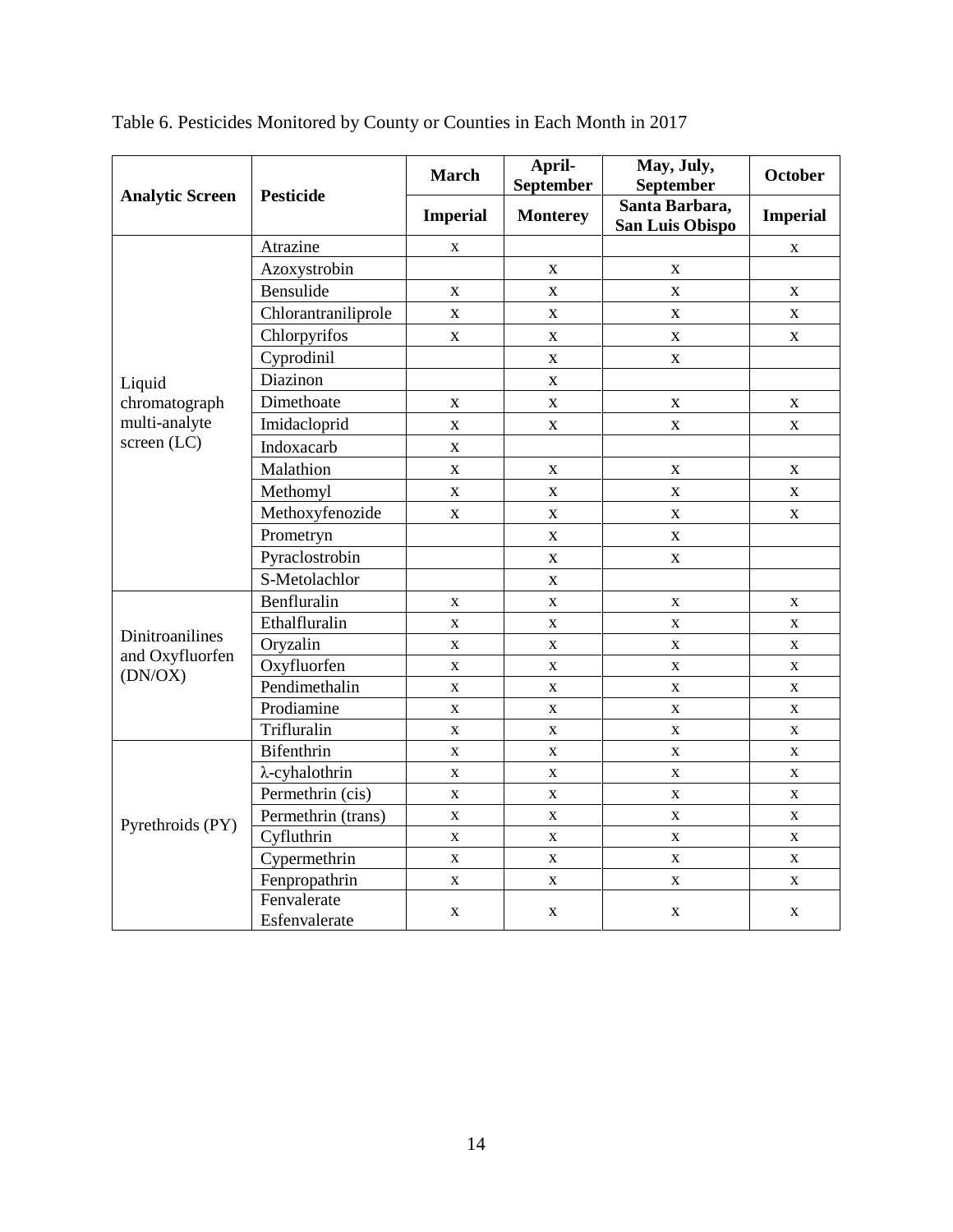Table 6. Pesticides Monitored by County or Counties in Each Month in 2017

| Analytic Screen | Pesticide | March | April-September | May, July, September | October |
|---|---|---|---|---|---|
| | | Imperial | Monterey | Santa Barbara, San Luis Obispo | Imperial |
| Liquid chromatograph multi-analyte screen (LC) | Atrazine | x | | | x |
| | Azoxystrobin | | x | x | |
| | Bensulide | x | x | x | x |
| | Chlorantraniliprole | x | x | x | x |
| | Chlorpyrifos | x | x | x | x |
| | Cyprodinil | | x | x | |
| | Diazinon | | x | | |
| | Dimethoate | x | x | x | x |
| | Imidacloprid | x | x | x | x |
| | Indoxacarb | x | | | |
| | Malathion | x | x | x | x |
| | Methomyl | x | x | x | x |
| | Methoxyfenozide | x | x | x | x |
| | Prometryn | | x | x | |
| | Pyraclostrobin | | x | x | |
| | S-Metolachlor | | x | | |
| Dinitroanilines and Oxyfluorfen (DN/OX) | Benfluralin | x | x | x | x |
| | Ethalfluralin | x | x | x | x |
| | Oryzalin | x | x | x | x |
| | Oxyfluorfen | x | x | x | x |
| | Pendimethalin | x | x | x | x |
| | Prodiamine | x | x | x | x |
| | Trifluralin | x | x | x | x |
| Pyrethroids (PY) | Bifenthrin | x | x | x | x |
| | λ-cyhalothrin | x | x | x | x |
| | Permethrin (cis) | x | x | x | x |
| | Permethrin (trans) | x | x | x | x |
| | Cyfluthrin | x | x | x | x |
| | Cypermethrin | x | x | x | x |
| | Fenpropathrin | x | x | x | x |
| | Fenvalerate Esfenvalerate | x | x | x | x |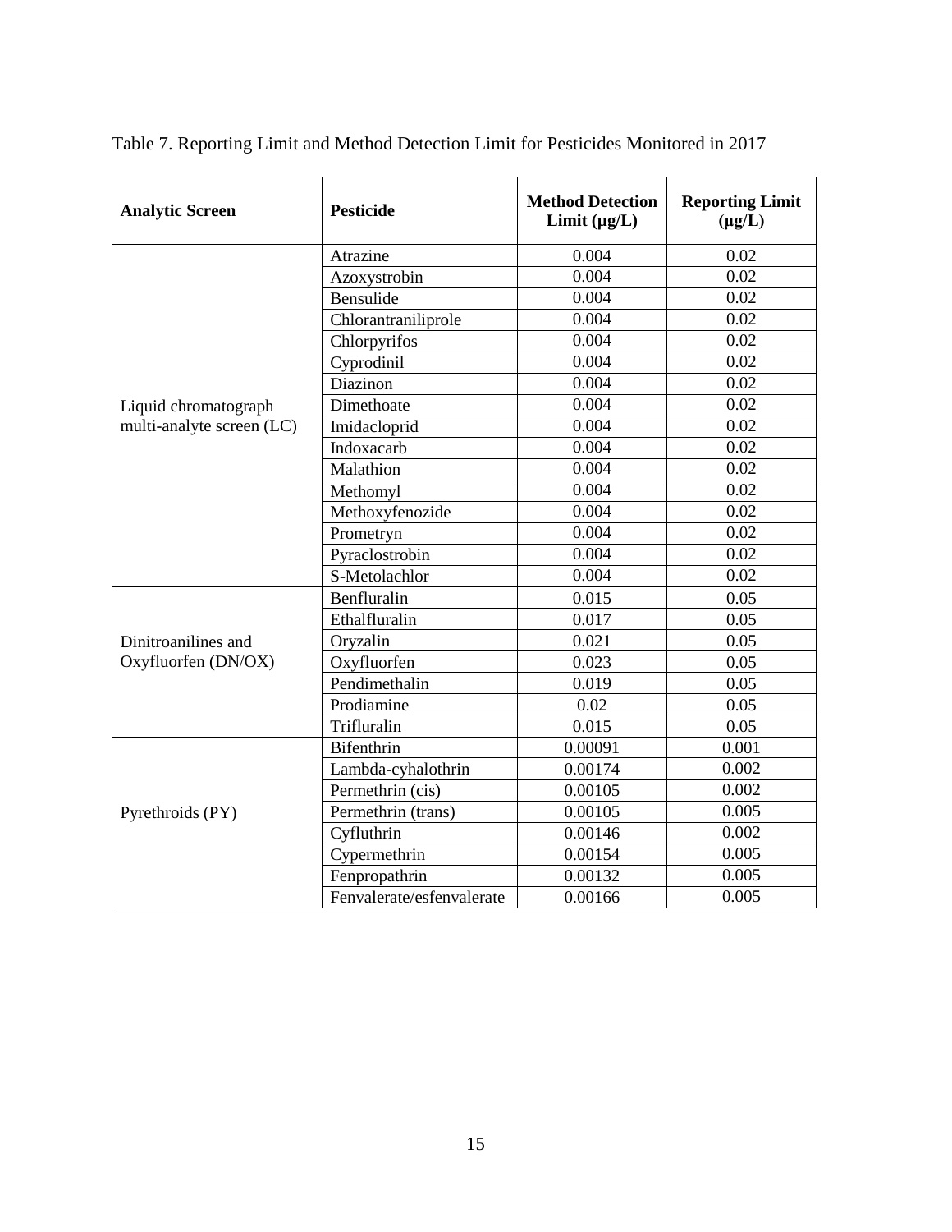Table 7. Reporting Limit and Method Detection Limit for Pesticides Monitored in 2017

| Analytic Screen | Pesticide | Method Detection Limit (µg/L) | Reporting Limit (µg/L) |
|---|---|---|---|
| Liquid chromatograph multi-analyte screen (LC) | Atrazine | 0.004 | 0.02 |
| | Azoxystrobin | 0.004 | 0.02 |
| | Bensulide | 0.004 | 0.02 |
| | Chlorantraniliprole | 0.004 | 0.02 |
| | Chlorpyrifos | 0.004 | 0.02 |
| | Cyprodinil | 0.004 | 0.02 |
| | Diazinon | 0.004 | 0.02 |
| | Dimethoate | 0.004 | 0.02 |
| | Imidacloprid | 0.004 | 0.02 |
| | Indoxacarb | 0.004 | 0.02 |
| | Malathion | 0.004 | 0.02 |
| | Methomyl | 0.004 | 0.02 |
| | Methoxyfenozide | 0.004 | 0.02 |
| | Prometryn | 0.004 | 0.02 |
| | Pyraclostrobin | 0.004 | 0.02 |
| | S-Metolachlor | 0.004 | 0.02 |
| Dinitroanilines and Oxyfluorfen (DN/OX) | Benfluralin | 0.015 | 0.05 |
| | Ethalfluralin | 0.017 | 0.05 |
| | Oryzalin | 0.021 | 0.05 |
| | Oxyfluorfen | 0.023 | 0.05 |
| | Pendimethalin | 0.019 | 0.05 |
| | Prodiamine | 0.02 | 0.05 |
| | Trifluralin | 0.015 | 0.05 |
| Pyrethroids (PY) | Bifenthrin | 0.00091 | 0.001 |
| | Lambda-cyhalothrin | 0.00174 | 0.002 |
| | Permethrin (cis) | 0.00105 | 0.002 |
| | Permethrin (trans) | 0.00105 | 0.005 |
| | Cyfluthrin | 0.00146 | 0.002 |
| | Cypermethrin | 0.00154 | 0.005 |
| | Fenpropathrin | 0.00132 | 0.005 |
| | Fenvalerate/esfenvalerate | 0.00166 | 0.005 |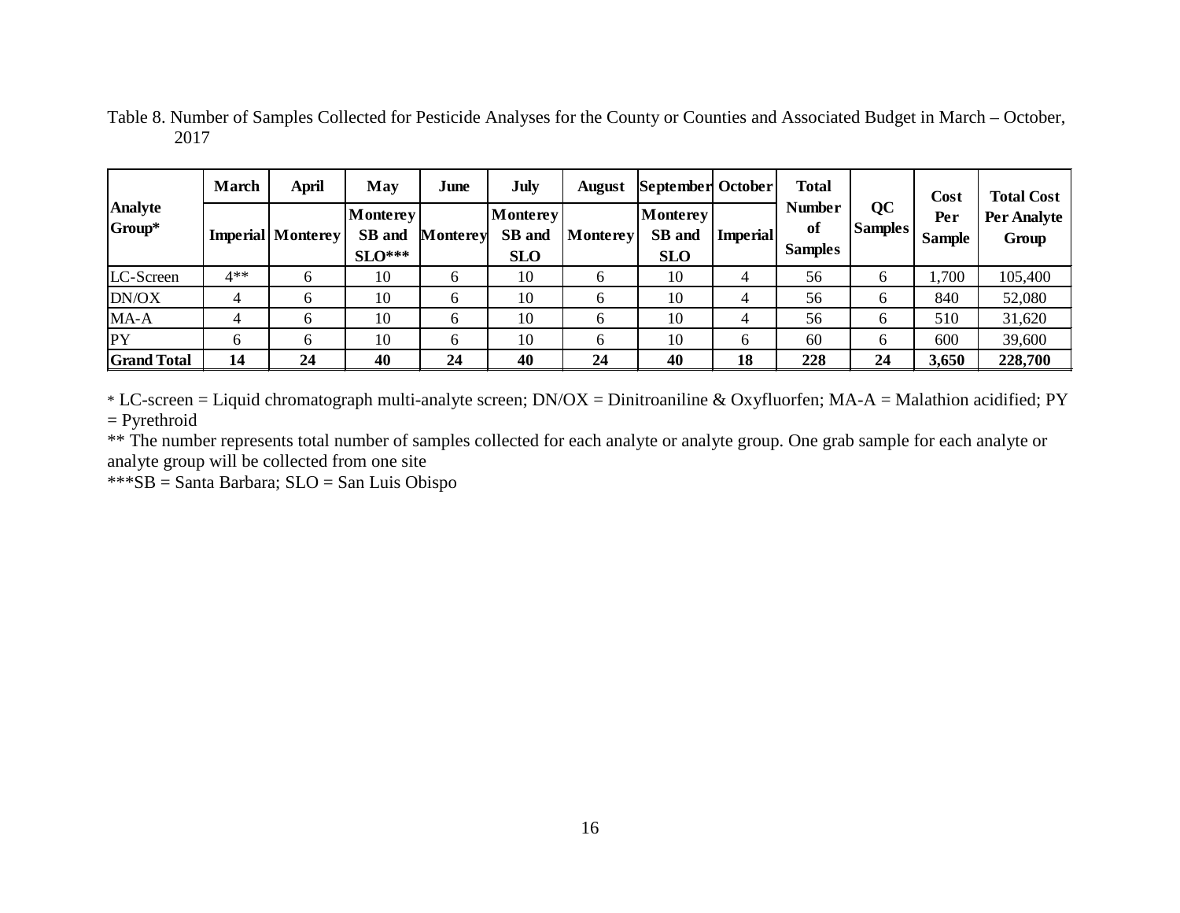Table 8. Number of Samples Collected for Pesticide Analyses for the County or Counties and Associated Budget in March – October, 2017

| Analyte Group* | March | April | May | June | July | August | September | October | Total Number of Samples | QC Samples | Cost Per Sample | Total Cost Per Analyte Group |
|---|---|---|---|---|---|---|---|---|---|---|---|---|
| | Imperial | Monterey | Monterey SB and SLO*** | Monterey | Monterey SB and SLO | Monterey | Monterey SB and SLO | Imperial | | | | |
| LC-Screen | 4** | 6 | 10 | 6 | 10 | 6 | 10 | 4 | 56 | 6 | 1,700 | 105,400 |
| DN/OX | 4 | 6 | 10 | 6 | 10 | 6 | 10 | 4 | 56 | 6 | 840 | 52,080 |
| MA-A | 4 | 6 | 10 | 6 | 10 | 6 | 10 | 4 | 56 | 6 | 510 | 31,620 |
| PY | 6 | 6 | 10 | 6 | 10 | 6 | 10 | 6 | 60 | 6 | 600 | 39,600 |
| **Grand Total** | **14** | **24** | **40** | **24** | **40** | **24** | **40** | **18** | **228** | **24** | **3,650** | **228,700** |

* LC-screen = Liquid chromatograph multi-analyte screen; DN/OX = Dinitroaniline & Oxyfluorfen; MA-A = Malathion acidified; PY = Pyrethroid

** The number represents total number of samples collected for each analyte or analyte group. One grab sample for each analyte or analyte group will be collected from one site

***SB = Santa Barbara; SLO = San Luis Obispo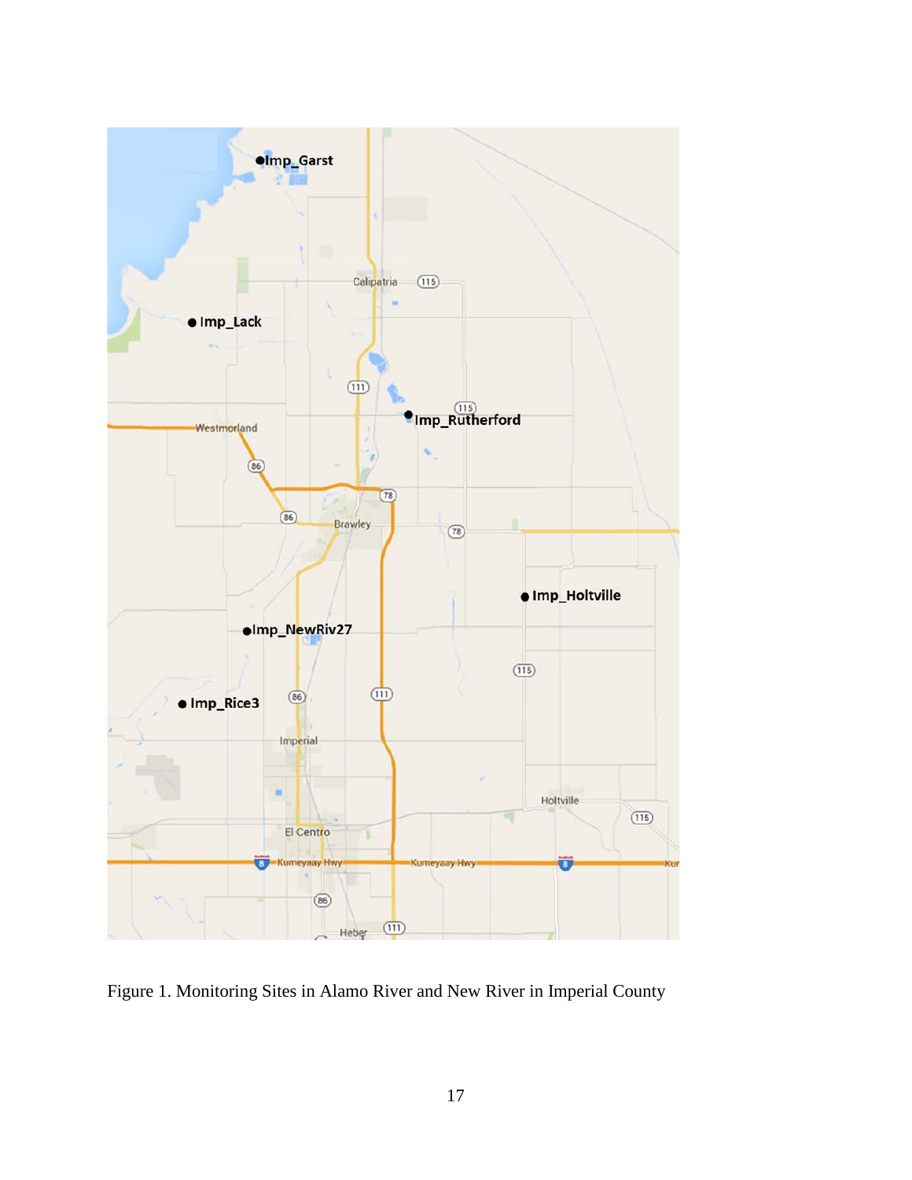Figure 1. Monitoring Sites in Alamo River and New River in Imperial County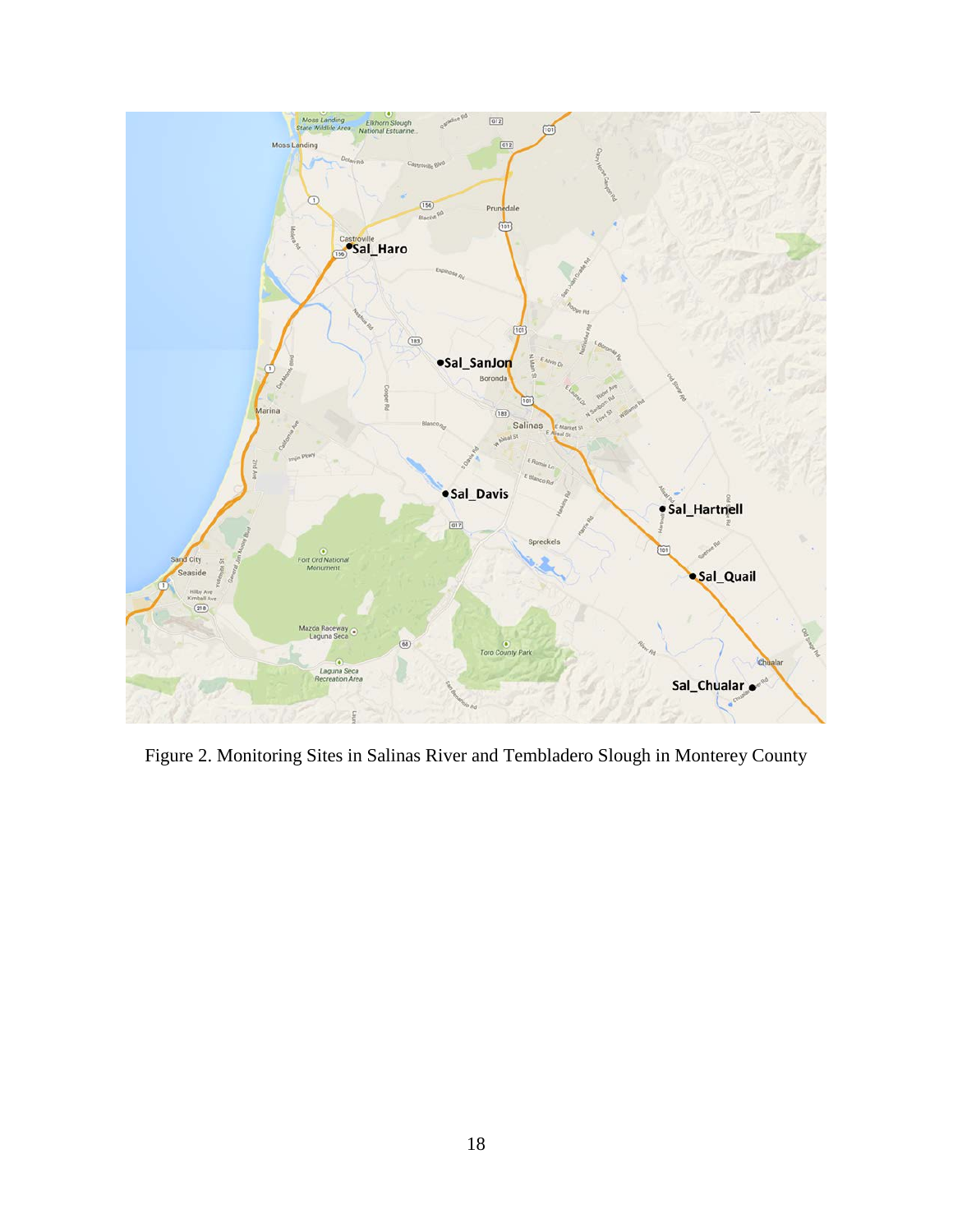Figure 2. Monitoring Sites in Salinas River and Tembladero Slough in Monterey County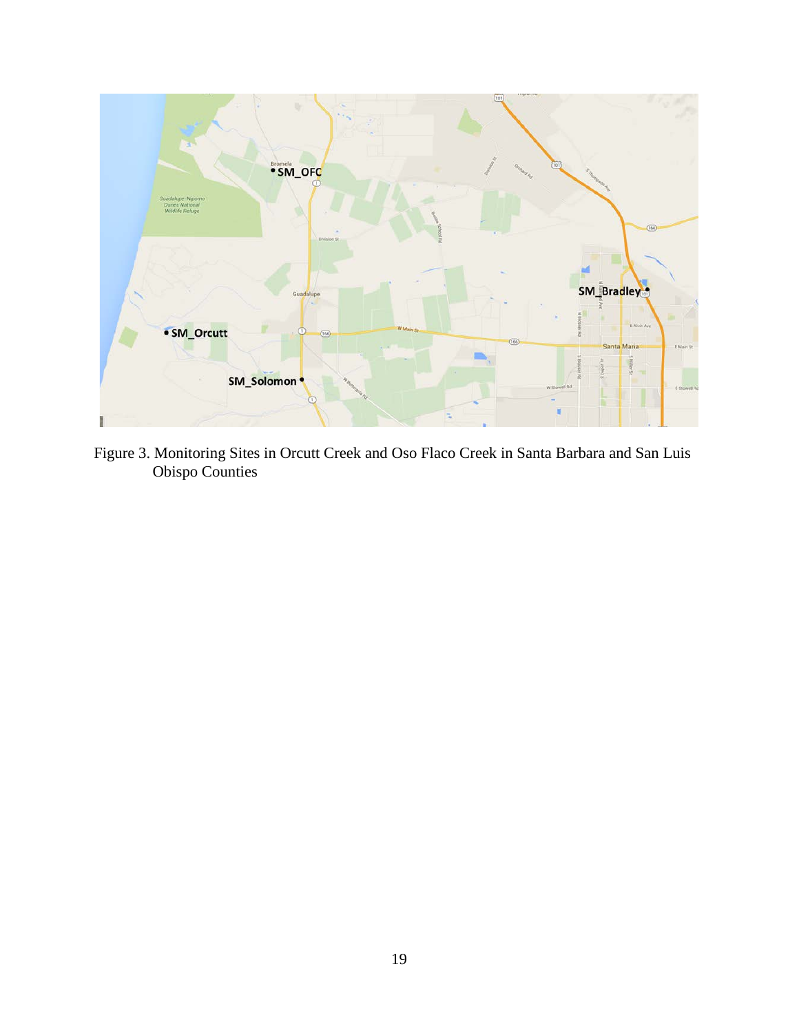SM_OFC

SM_Orcutt

SM_Solomon

SM_Bradley

Figure 3. Monitoring Sites in Orcutt Creek and Oso Flaco Creek in Santa Barbara and San Luis Obispo Counties